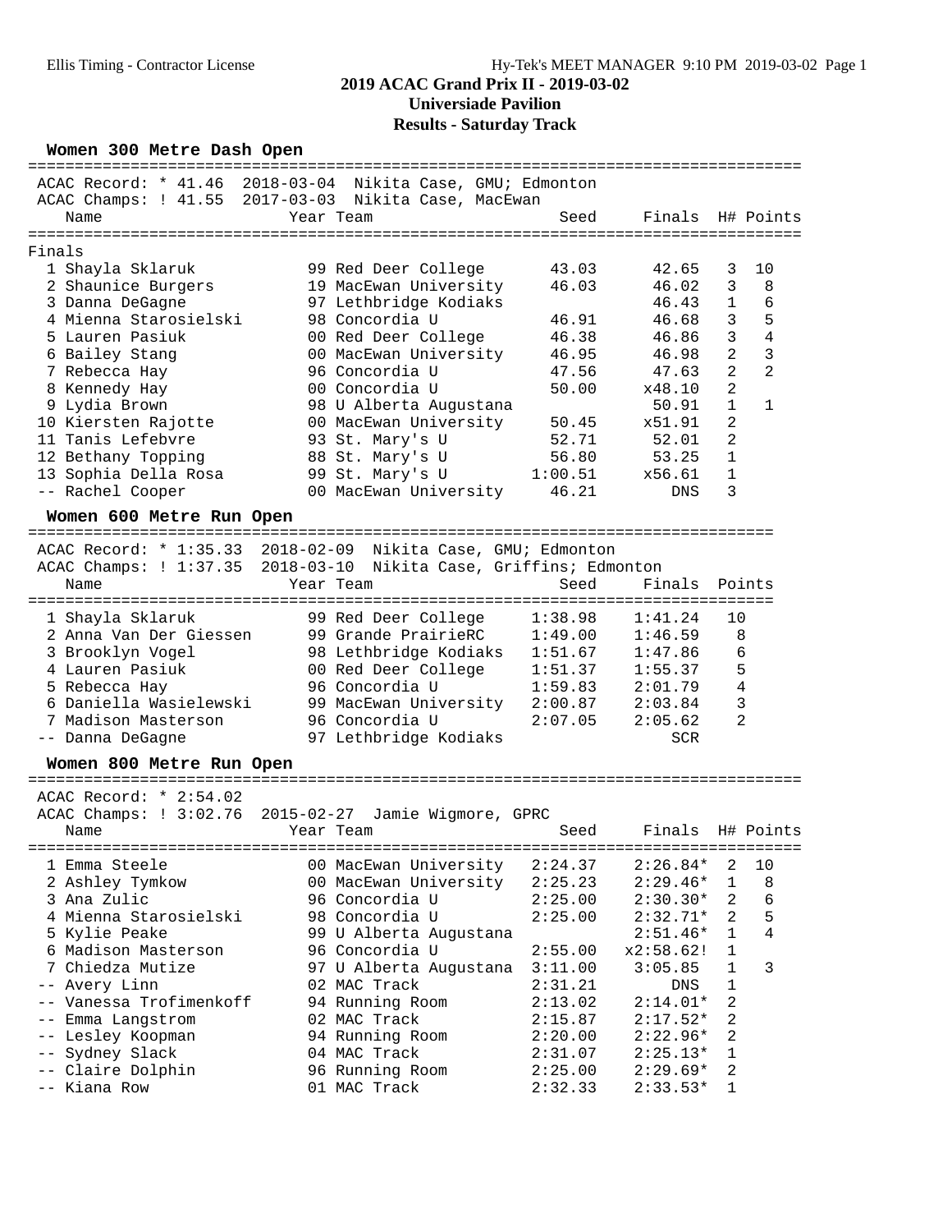# 2019 ACAC Grand Prix II - 2019-03-02

## Universiade Pavilion

## Results - Saturday Track

### Women 300 Metre Dash Open

ACAC Record: * 41.46 2018-03-04 Nikita Case, GMU; Edmonton
ACAC Champs: ! 41.55 2017-03-03 Nikita Case, MacEwan

Finals

| | Name | Year | Team | Seed | Finals | H# | Points |
|---|---|---|---|---|---|---|---|
| 1 | Shayla Sklaruk | 99 | Red Deer College | 43.03 | 42.65 | 3 | 10 |
| 2 | Shaunice Burgers | 19 | MacEwan University | 46.03 | 46.02 | 3 | 8 |
| 3 | Danna DeGagne | 97 | Lethbridge Kodiaks | | 46.43 | 1 | 6 |
| 4 | Mienna Starosielski | 98 | Concordia U | 46.91 | 46.68 | 3 | 5 |
| 5 | Lauren Pasiuk | 00 | Red Deer College | 46.38 | 46.86 | 3 | 4 |
| 6 | Bailey Stang | 00 | MacEwan University | 46.95 | 46.98 | 2 | 3 |
| 7 | Rebecca Hay | 96 | Concordia U | 47.56 | 47.63 | 2 | 2 |
| 8 | Kennedy Hay | 00 | Concordia U | 50.00 | x48.10 | 2 | |
| 9 | Lydia Brown | 98 | U Alberta Augustana | | 50.91 | 1 | 1 |
| 10 | Kiersten Rajotte | 00 | MacEwan University | 50.45 | x51.91 | 2 | |
| 11 | Tanis Lefebvre | 93 | St. Mary's U | 52.71 | 52.01 | 2 | |
| 12 | Bethany Topping | 88 | St. Mary's U | 56.80 | 53.25 | 1 | |
| 13 | Sophia Della Rosa | 99 | St. Mary's U | 1:00.51 | x56.61 | 1 | |
| -- | Rachel Cooper | 00 | MacEwan University | 46.21 | DNS | 3 | |

### Women 600 Metre Run Open

ACAC Record: * 1:35.33 2018-02-09 Nikita Case, GMU; Edmonton
ACAC Champs: ! 1:37.35 2018-03-10 Nikita Case, Griffins; Edmonton

| | Name | Year | Team | Seed | Finals | Points |
|---|---|---|---|---|---|---|
| 1 | Shayla Sklaruk | 99 | Red Deer College | 1:38.98 | 1:41.24 | 10 |
| 2 | Anna Van Der Giessen | 99 | Grande PrairieRC | 1:49.00 | 1:46.59 | 8 |
| 3 | Brooklyn Vogel | 98 | Lethbridge Kodiaks | 1:51.67 | 1:47.86 | 6 |
| 4 | Lauren Pasiuk | 00 | Red Deer College | 1:51.37 | 1:55.37 | 5 |
| 5 | Rebecca Hay | 96 | Concordia U | 1:59.83 | 2:01.79 | 4 |
| 6 | Daniella Wasielewski | 99 | MacEwan University | 2:00.87 | 2:03.84 | 3 |
| 7 | Madison Masterson | 96 | Concordia U | 2:07.05 | 2:05.62 | 2 |
| -- | Danna DeGagne | 97 | Lethbridge Kodiaks | | SCR | |

### Women 800 Metre Run Open

ACAC Record: * 2:54.02
ACAC Champs: ! 3:02.76 2015-02-27 Jamie Wigmore, GPRC

| | Name | Year | Team | Seed | Finals | H# | Points |
|---|---|---|---|---|---|---|---|
| 1 | Emma Steele | 00 | MacEwan University | 2:24.37 | 2:26.84* | 2 | 10 |
| 2 | Ashley Tymkow | 00 | MacEwan University | 2:25.23 | 2:29.46* | 1 | 8 |
| 3 | Ana Zulic | 96 | Concordia U | 2:25.00 | 2:30.30* | 2 | 6 |
| 4 | Mienna Starosielski | 98 | Concordia U | 2:25.00 | 2:32.71* | 2 | 5 |
| 5 | Kylie Peake | 99 | U Alberta Augustana | | 2:51.46* | 1 | 4 |
| 6 | Madison Masterson | 96 | Concordia U | 2:55.00 | x2:58.62! | 1 | |
| 7 | Chiedza Mutize | 97 | U Alberta Augustana | 3:11.00 | 3:05.85 | 1 | 3 |
| -- | Avery Linn | 02 | MAC Track | 2:31.21 | DNS | 1 | |
| -- | Vanessa Trofimenkoff | 94 | Running Room | 2:13.02 | 2:14.01* | 2 | |
| -- | Emma Langstrom | 02 | MAC Track | 2:15.87 | 2:17.52* | 2 | |
| -- | Lesley Koopman | 94 | Running Room | 2:20.00 | 2:22.96* | 2 | |
| -- | Sydney Slack | 04 | MAC Track | 2:31.07 | 2:25.13* | 1 | |
| -- | Claire Dolphin | 96 | Running Room | 2:25.00 | 2:29.69* | 2 | |
| -- | Kiana Row | 01 | MAC Track | 2:32.33 | 2:33.53* | 1 | |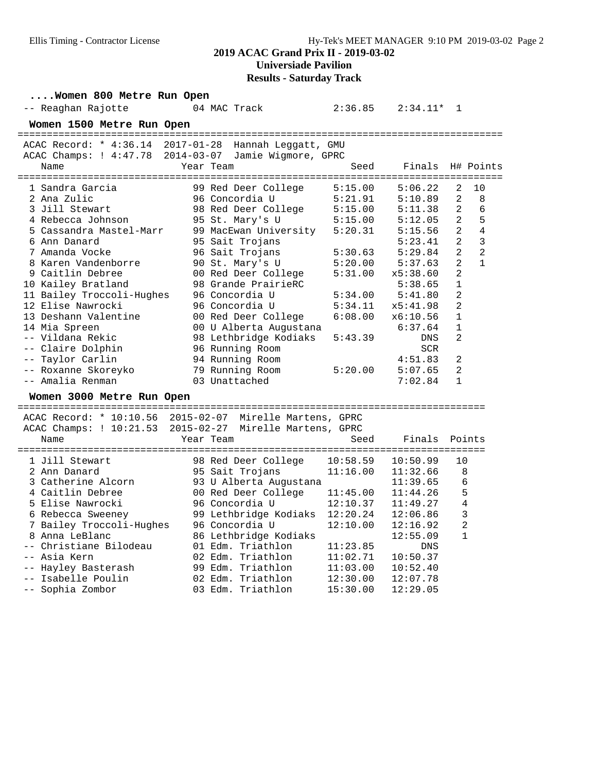2019 ACAC Grand Prix II - 2019-03-02

Universiade Pavilion

Results - Saturday Track

### ....Women 800 Metre Run Open

| Name | Year | Team | Seed | Finals | H# |
|---|---|---|---|---|---|
| -- Reaghan Rajotte | 04 | MAC Track | 2:36.85 | 2:34.11* | 1 |

### Women 1500 Metre Run Open

ACAC Record: * 4:36.14  2017-01-28  Hannah Leggatt, GMU
ACAC Champs: ! 4:47.78  2014-03-07  Jamie Wigmore, GPRC

| Name | Year | Team | Seed | Finals | H# | Points |
|---|---|---|---|---|---|---|
| 1 Sandra Garcia | 99 | Red Deer College | 5:15.00 | 5:06.22 | 2 | 10 |
| 2 Ana Zulic | 96 | Concordia U | 5:21.91 | 5:10.89 | 2 | 8 |
| 3 Jill Stewart | 98 | Red Deer College | 5:15.00 | 5:11.38 | 2 | 6 |
| 4 Rebecca Johnson | 95 | St. Mary's U | 5:15.00 | 5:12.05 | 2 | 5 |
| 5 Cassandra Mastel-Marr | 99 | MacEwan University | 5:20.31 | 5:15.56 | 2 | 4 |
| 6 Ann Danard | 95 | Sait Trojans | | 5:23.41 | 2 | 3 |
| 7 Amanda Vocke | 96 | Sait Trojans | 5:30.63 | 5:29.84 | 2 | 2 |
| 8 Karen Vandenborre | 90 | St. Mary's U | 5:20.00 | 5:37.63 | 2 | 1 |
| 9 Caitlin Debree | 00 | Red Deer College | 5:31.00 | x5:38.60 | 2 | |
| 10 Kailey Bratland | 98 | Grande PrairieRC | | 5:38.65 | 1 | |
| 11 Bailey Troccoli-Hughes | 96 | Concordia U | 5:34.00 | 5:41.80 | 2 | |
| 12 Elise Nawrocki | 96 | Concordia U | 5:34.11 | x5:41.98 | 2 | |
| 13 Deshann Valentine | 00 | Red Deer College | 6:08.00 | x6:10.56 | 1 | |
| 14 Mia Spreen | 00 | U Alberta Augustana | | 6:37.64 | 1 | |
| -- Vildana Rekic | 98 | Lethbridge Kodiaks | 5:43.39 | DNS | 2 | |
| -- Claire Dolphin | 96 | Running Room | | SCR | | |
| -- Taylor Carlin | 94 | Running Room | | 4:51.83 | 2 | |
| -- Roxanne Skoreyko | 79 | Running Room | 5:20.00 | 5:07.65 | 2 | |
| -- Amalia Renman | 03 | Unattached | | 7:02.84 | 1 | |

### Women 3000 Metre Run Open

ACAC Record: * 10:10.56  2015-02-07  Mirelle Martens, GPRC
ACAC Champs: ! 10:21.53  2015-02-27  Mirelle Martens, GPRC

| Name | Year | Team | Seed | Finals | Points |
|---|---|---|---|---|---|
| 1 Jill Stewart | 98 | Red Deer College | 10:58.59 | 10:50.99 | 10 |
| 2 Ann Danard | 95 | Sait Trojans | 11:16.00 | 11:32.66 | 8 |
| 3 Catherine Alcorn | 93 | U Alberta Augustana | | 11:39.65 | 6 |
| 4 Caitlin Debree | 00 | Red Deer College | 11:45.00 | 11:44.26 | 5 |
| 5 Elise Nawrocki | 96 | Concordia U | 12:10.37 | 11:49.27 | 4 |
| 6 Rebecca Sweeney | 99 | Lethbridge Kodiaks | 12:20.24 | 12:06.86 | 3 |
| 7 Bailey Troccoli-Hughes | 96 | Concordia U | 12:10.00 | 12:16.92 | 2 |
| 8 Anna LeBlanc | 86 | Lethbridge Kodiaks | | 12:55.09 | 1 |
| -- Christiane Bilodeau | 01 | Edm. Triathlon | 11:23.85 | DNS | |
| -- Asia Kern | 02 | Edm. Triathlon | 11:02.71 | 10:50.37 | |
| -- Hayley Basterash | 99 | Edm. Triathlon | 11:03.00 | 10:52.40 | |
| -- Isabelle Poulin | 02 | Edm. Triathlon | 12:30.00 | 12:07.78 | |
| -- Sophia Zombor | 03 | Edm. Triathlon | 15:30.00 | 12:29.05 | |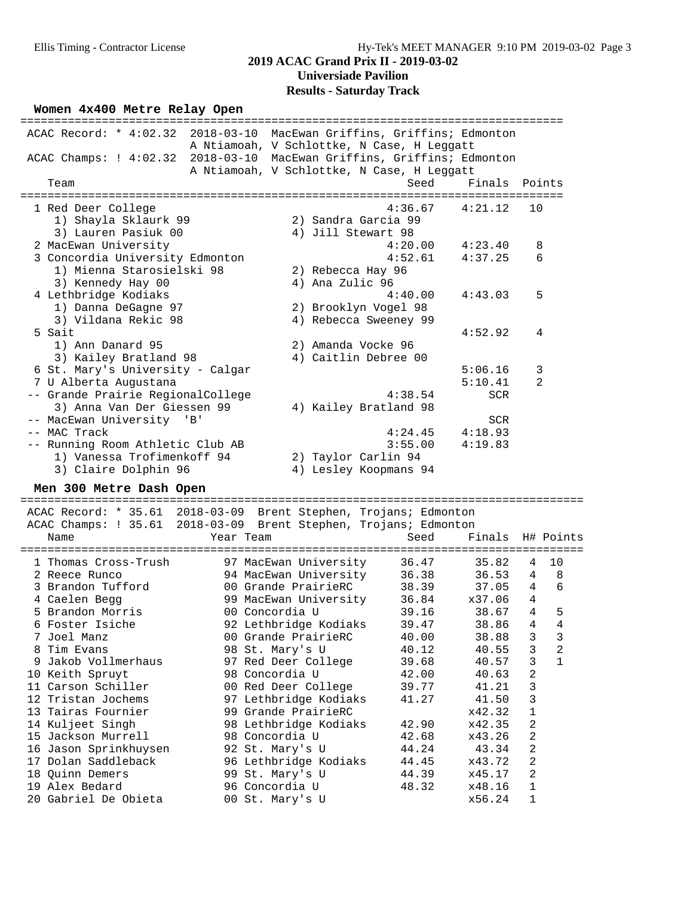## 2019 ACAC Grand Prix II - 2019-03-02

### Universiade Pavilion

### Results - Saturday Track

#### Women 4x400 Metre Relay Open

ACAC Record: * 4:02.32 2018-03-10 MacEwan Griffins, Griffins; Edmonton
A Ntiamoah, V Schlottke, N Case, H Leggatt

ACAC Champs: ! 4:02.32 2018-03-10 MacEwan Griffins, Griffins; Edmonton
A Ntiamoah, V Schlottke, N Case, H Leggatt

| | Team | Seed | Finals | Points |
|---|---|---|---|---|
| 1 | Red Deer College | 4:36.67 | 4:21.12 | 10 |
| | 1) Shayla Sklaurk 99, 2) Sandra Garcia 99, 3) Lauren Pasiuk 00, 4) Jill Stewart 98 | | | |
| 2 | MacEwan University | 4:20.00 | 4:23.40 | 8 |
| 3 | Concordia University Edmonton | 4:52.61 | 4:37.25 | 6 |
| | 1) Mienna Starosielski 98, 2) Rebecca Hay 96, 3) Kennedy Hay 00, 4) Ana Zulic 96 | | | |
| 4 | Lethbridge Kodiaks | 4:40.00 | 4:43.03 | 5 |
| | 1) Danna DeGagne 97, 2) Brooklyn Vogel 98, 3) Vildana Rekic 98, 4) Rebecca Sweeney 99 | | | |
| 5 | Sait | | 4:52.92 | 4 |
| | 1) Ann Danard 95, 2) Amanda Vocke 96, 3) Kailey Bratland 98, 4) Caitlin Debree 00 | | | |
| 6 | St. Mary's University - Calgar | | 5:06.16 | 3 |
| 7 | U Alberta Augustana | | 5:10.41 | 2 |
| -- | Grande Prairie RegionalCollege | 4:38.54 | SCR | |
| | 3) Anna Van Der Giessen 99, 4) Kailey Bratland 98 | | | |
| -- | MacEwan University 'B' | | SCR | |
| -- | MAC Track | 4:24.45 | 4:18.93 | |
| -- | Running Room Athletic Club AB | 3:55.00 | 4:19.83 | |
| | 1) Vanessa Trofimenkoff 94, 2) Taylor Carlin 94, 3) Claire Dolphin 96, 4) Lesley Koopmans 94 | | | |

#### Men 300 Metre Dash Open

ACAC Record: * 35.61 2018-03-09 Brent Stephen, Trojans; Edmonton

ACAC Champs: ! 35.61 2018-03-09 Brent Stephen, Trojans; Edmonton

| | Name | Year | Team | Seed | Finals | H# | Points |
|---|---|---|---|---|---|---|---|
| 1 | Thomas Cross-Trush | 97 | MacEwan University | 36.47 | 35.82 | 4 | 10 |
| 2 | Reece Runco | 94 | MacEwan University | 36.38 | 36.53 | 4 | 8 |
| 3 | Brandon Tufford | 00 | Grande PrairieRC | 38.39 | 37.05 | 4 | 6 |
| 4 | Caelen Begg | 99 | MacEwan University | 36.84 | x37.06 | 4 | |
| 5 | Brandon Morris | 00 | Concordia U | 39.16 | 38.67 | 4 | 5 |
| 6 | Foster Isiche | 92 | Lethbridge Kodiaks | 39.47 | 38.86 | 4 | 4 |
| 7 | Joel Manz | 00 | Grande PrairieRC | 40.00 | 38.88 | 3 | 3 |
| 8 | Tim Evans | 98 | St. Mary's U | 40.12 | 40.55 | 3 | 2 |
| 9 | Jakob Vollmerhaus | 97 | Red Deer College | 39.68 | 40.57 | 3 | 1 |
| 10 | Keith Spruyt | 98 | Concordia U | 42.00 | 40.63 | 2 | |
| 11 | Carson Schiller | 00 | Red Deer College | 39.77 | 41.21 | 3 | |
| 12 | Tristan Jochems | 97 | Lethbridge Kodiaks | 41.27 | 41.50 | 3 | |
| 13 | Tairas Fournier | 99 | Grande PrairieRC | | x42.32 | 1 | |
| 14 | Kuljeet Singh | 98 | Lethbridge Kodiaks | 42.90 | x42.35 | 2 | |
| 15 | Jackson Murrell | 98 | Concordia U | 42.68 | x43.26 | 2 | |
| 16 | Jason Sprinkhuysen | 92 | St. Mary's U | 44.24 | 43.34 | 2 | |
| 17 | Dolan Saddleback | 96 | Lethbridge Kodiaks | 44.45 | x43.72 | 2 | |
| 18 | Quinn Demers | 99 | St. Mary's U | 44.39 | x45.17 | 2 | |
| 19 | Alex Bedard | 96 | Concordia U | 48.32 | x48.16 | 1 | |
| 20 | Gabriel De Obieta | 00 | St. Mary's U | | x56.24 | 1 | |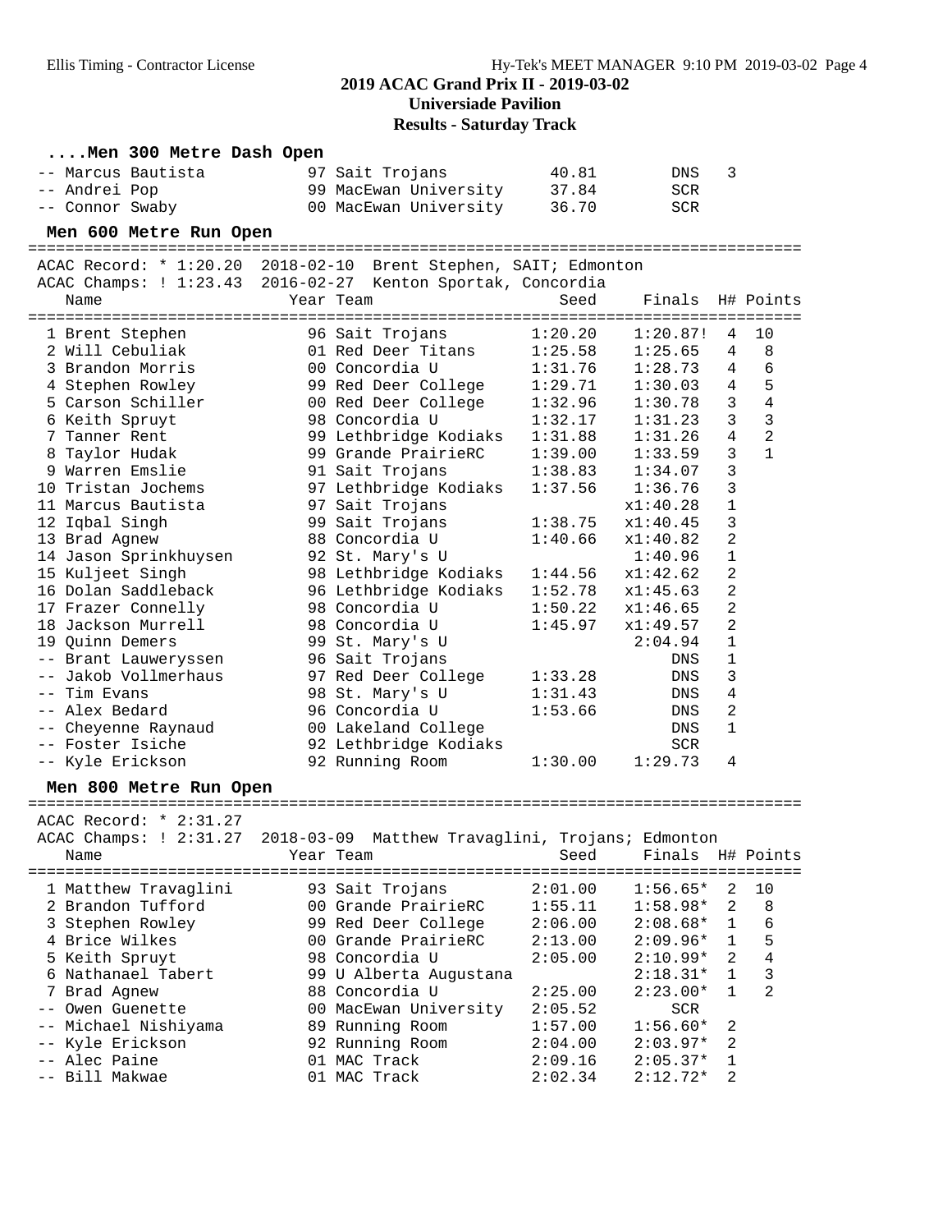## 2019 ACAC Grand Prix II - 2019-03-02

### Universiade Pavilion

### Results - Saturday Track

#### ....Men 300 Metre Dash Open

| Place | Name | Year | Team | Seed | Finals | H# | Points |
|---|---|---|---|---|---|---|---|
| -- | Marcus Bautista | 97 | Sait Trojans | 40.81 | DNS | 3 | |
| -- | Andrei Pop | 99 | MacEwan University | 37.84 | SCR | | |
| -- | Connor Swaby | 00 | MacEwan University | 36.70 | SCR | | |

#### Men 600 Metre Run Open

ACAC Record: * 1:20.20 2018-02-10 Brent Stephen, SAIT; Edmonton
ACAC Champs: ! 1:23.43 2016-02-27 Kenton Sportak, Concordia

| Place | Name | Year | Team | Seed | Finals | H# | Points |
|---|---|---|---|---|---|---|---|
| 1 | Brent Stephen | 96 | Sait Trojans | 1:20.20 | 1:20.87! | 4 | 10 |
| 2 | Will Cebuliak | 01 | Red Deer Titans | 1:25.58 | 1:25.65 | 4 | 8 |
| 3 | Brandon Morris | 00 | Concordia U | 1:31.76 | 1:28.73 | 4 | 6 |
| 4 | Stephen Rowley | 99 | Red Deer College | 1:29.71 | 1:30.03 | 4 | 5 |
| 5 | Carson Schiller | 00 | Red Deer College | 1:32.96 | 1:30.78 | 3 | 4 |
| 6 | Keith Spruyt | 98 | Concordia U | 1:32.17 | 1:31.23 | 3 | 3 |
| 7 | Tanner Rent | 99 | Lethbridge Kodiaks | 1:31.88 | 1:31.26 | 4 | 2 |
| 8 | Taylor Hudak | 99 | Grande PrairieRC | 1:39.00 | 1:33.59 | 3 | 1 |
| 9 | Warren Emslie | 91 | Sait Trojans | 1:38.83 | 1:34.07 | 3 | |
| 10 | Tristan Jochems | 97 | Lethbridge Kodiaks | 1:37.56 | 1:36.76 | 3 | |
| 11 | Marcus Bautista | 97 | Sait Trojans | | x1:40.28 | 1 | |
| 12 | Iqbal Singh | 99 | Sait Trojans | 1:38.75 | x1:40.45 | 3 | |
| 13 | Brad Agnew | 88 | Concordia U | 1:40.66 | x1:40.82 | 2 | |
| 14 | Jason Sprinkhuysen | 92 | St. Mary's U | | 1:40.96 | 1 | |
| 15 | Kuljeet Singh | 98 | Lethbridge Kodiaks | 1:44.56 | x1:42.62 | 2 | |
| 16 | Dolan Saddleback | 96 | Lethbridge Kodiaks | 1:52.78 | x1:45.63 | 2 | |
| 17 | Frazer Connelly | 98 | Concordia U | 1:50.22 | x1:46.65 | 2 | |
| 18 | Jackson Murrell | 98 | Concordia U | 1:45.97 | x1:49.57 | 2 | |
| 19 | Quinn Demers | 99 | St. Mary's U | | 2:04.94 | 1 | |
| -- | Brant Lauweryssen | 96 | Sait Trojans | | DNS | 1 | |
| -- | Jakob Vollmerhaus | 97 | Red Deer College | 1:33.28 | DNS | 3 | |
| -- | Tim Evans | 98 | St. Mary's U | 1:31.43 | DNS | 4 | |
| -- | Alex Bedard | 96 | Concordia U | 1:53.66 | DNS | 2 | |
| -- | Cheyenne Raynaud | 00 | Lakeland College | | DNS | 1 | |
| -- | Foster Isiche | 92 | Lethbridge Kodiaks | | SCR | | |
| -- | Kyle Erickson | 92 | Running Room | 1:30.00 | 1:29.73 | 4 | |

#### Men 800 Metre Run Open

ACAC Record: * 2:31.27
ACAC Champs: ! 2:31.27 2018-03-09 Matthew Travaglini, Trojans; Edmonton

| Place | Name | Year | Team | Seed | Finals | H# | Points |
|---|---|---|---|---|---|---|---|
| 1 | Matthew Travaglini | 93 | Sait Trojans | 2:01.00 | 1:56.65* | 2 | 10 |
| 2 | Brandon Tufford | 00 | Grande PrairieRC | 1:55.11 | 1:58.98* | 2 | 8 |
| 3 | Stephen Rowley | 99 | Red Deer College | 2:06.00 | 2:08.68* | 1 | 6 |
| 4 | Brice Wilkes | 00 | Grande PrairieRC | 2:13.00 | 2:09.96* | 1 | 5 |
| 5 | Keith Spruyt | 98 | Concordia U | 2:05.00 | 2:10.99* | 2 | 4 |
| 6 | Nathanael Tabert | 99 | U Alberta Augustana | | 2:18.31* | 1 | 3 |
| 7 | Brad Agnew | 88 | Concordia U | 2:25.00 | 2:23.00* | 1 | 2 |
| -- | Owen Guenette | 00 | MacEwan University | 2:05.52 | SCR | | |
| -- | Michael Nishiyama | 89 | Running Room | 1:57.00 | 1:56.60* | 2 | |
| -- | Kyle Erickson | 92 | Running Room | 2:04.00 | 2:03.97* | 2 | |
| -- | Alec Paine | 01 | MAC Track | 2:09.16 | 2:05.37* | 1 | |
| -- | Bill Makwae | 01 | MAC Track | 2:02.34 | 2:12.72* | 2 | |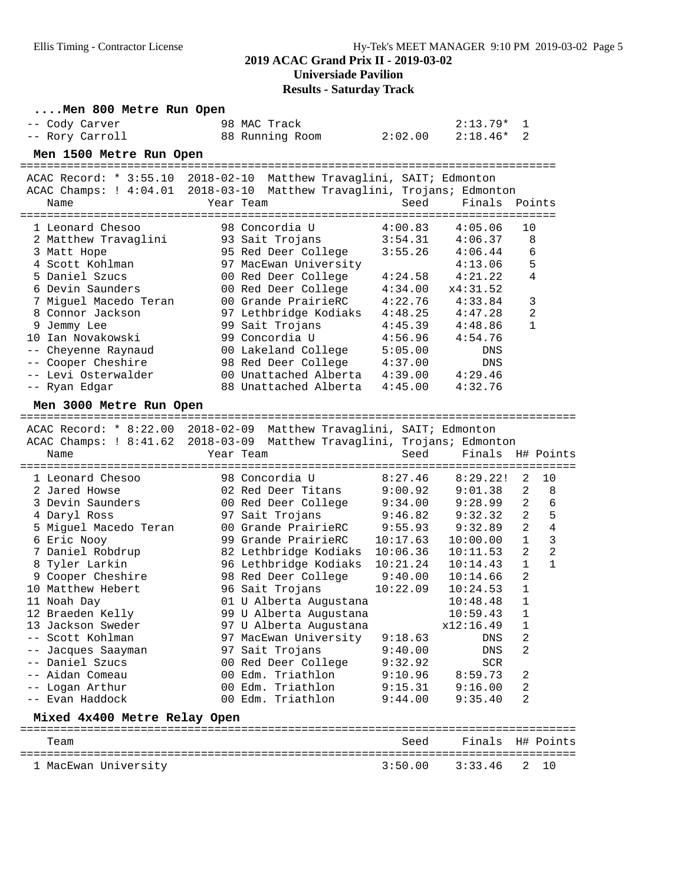## 2019 ACAC Grand Prix II - 2019-03-02

### Universiade Pavilion

### Results - Saturday Track

#### ....Men 800 Metre Run Open

| Name | Year | Team | Seed | Finals | H# |
|---|---|---|---|---|---|
| -- Cody Carver | 98 | MAC Track | | 2:13.79* | 1 |
| -- Rory Carroll | 88 | Running Room | 2:02.00 | 2:18.46* | 2 |

#### Men 1500 Metre Run Open

ACAC Record: * 3:55.10 2018-02-10 Matthew Travaglini, SAIT; Edmonton
ACAC Champs: ! 4:04.01 2018-03-10 Matthew Travaglini, Trojans; Edmonton

| Name | Year | Team | Seed | Finals | Points |
|---|---|---|---|---|---|
| 1 Leonard Chesoo | 98 | Concordia U | 4:00.83 | 4:05.06 | 10 |
| 2 Matthew Travaglini | 93 | Sait Trojans | 3:54.31 | 4:06.37 | 8 |
| 3 Matt Hope | 95 | Red Deer College | 3:55.26 | 4:06.44 | 6 |
| 4 Scott Kohlman | 97 | MacEwan University | | 4:13.06 | 5 |
| 5 Daniel Szucs | 00 | Red Deer College | 4:24.58 | 4:21.22 | 4 |
| 6 Devin Saunders | 00 | Red Deer College | 4:34.00 | x4:31.52 | |
| 7 Miguel Macedo Teran | 00 | Grande PrairieRC | 4:22.76 | 4:33.84 | 3 |
| 8 Connor Jackson | 97 | Lethbridge Kodiaks | 4:48.25 | 4:47.28 | 2 |
| 9 Jemmy Lee | 99 | Sait Trojans | 4:45.39 | 4:48.86 | 1 |
| 10 Ian Novakowski | 99 | Concordia U | 4:56.96 | 4:54.76 | |
| -- Cheyenne Raynaud | 00 | Lakeland College | 5:05.00 | DNS | |
| -- Cooper Cheshire | 98 | Red Deer College | 4:37.00 | DNS | |
| -- Levi Osterwalder | 00 | Unattached Alberta | 4:39.00 | 4:29.46 | |
| -- Ryan Edgar | 88 | Unattached Alberta | 4:45.00 | 4:32.76 | |

#### Men 3000 Metre Run Open

ACAC Record: * 8:22.00 2018-02-09 Matthew Travaglini, SAIT; Edmonton
ACAC Champs: ! 8:41.62 2018-03-09 Matthew Travaglini, Trojans; Edmonton

| Name | Year | Team | Seed | Finals | H# | Points |
|---|---|---|---|---|---|---|
| 1 Leonard Chesoo | 98 | Concordia U | 8:27.46 | 8:29.22! | 2 | 10 |
| 2 Jared Howse | 02 | Red Deer Titans | 9:00.92 | 9:01.38 | 2 | 8 |
| 3 Devin Saunders | 00 | Red Deer College | 9:34.00 | 9:28.99 | 2 | 6 |
| 4 Daryl Ross | 97 | Sait Trojans | 9:46.82 | 9:32.32 | 2 | 5 |
| 5 Miguel Macedo Teran | 00 | Grande PrairieRC | 9:55.93 | 9:32.89 | 2 | 4 |
| 6 Eric Nooy | 99 | Grande PrairieRC | 10:17.63 | 10:00.00 | 1 | 3 |
| 7 Daniel Robdrup | 82 | Lethbridge Kodiaks | 10:06.36 | 10:11.53 | 2 | 2 |
| 8 Tyler Larkin | 96 | Lethbridge Kodiaks | 10:21.24 | 10:14.43 | 1 | 1 |
| 9 Cooper Cheshire | 98 | Red Deer College | 9:40.00 | 10:14.66 | 2 | |
| 10 Matthew Hebert | 96 | Sait Trojans | 10:22.09 | 10:24.53 | 1 | |
| 11 Noah Day | 01 | U Alberta Augustana | | 10:48.48 | 1 | |
| 12 Braeden Kelly | 99 | U Alberta Augustana | | 10:59.43 | 1 | |
| 13 Jackson Sweder | 97 | U Alberta Augustana | | x12:16.49 | 1 | |
| -- Scott Kohlman | 97 | MacEwan University | 9:18.63 | DNS | 2 | |
| -- Jacques Saayman | 97 | Sait Trojans | 9:40.00 | DNS | 2 | |
| -- Daniel Szucs | 00 | Red Deer College | 9:32.92 | SCR | | |
| -- Aidan Comeau | 00 | Edm. Triathlon | 9:10.96 | 8:59.73 | 2 | |
| -- Logan Arthur | 00 | Edm. Triathlon | 9:15.31 | 9:16.00 | 2 | |
| -- Evan Haddock | 00 | Edm. Triathlon | 9:44.00 | 9:35.40 | 2 | |

#### Mixed 4x400 Metre Relay Open

| Team | Seed | Finals | H# | Points |
|---|---|---|---|---|
| 1 MacEwan University | 3:50.00 | 3:33.46 | 2 | 10 |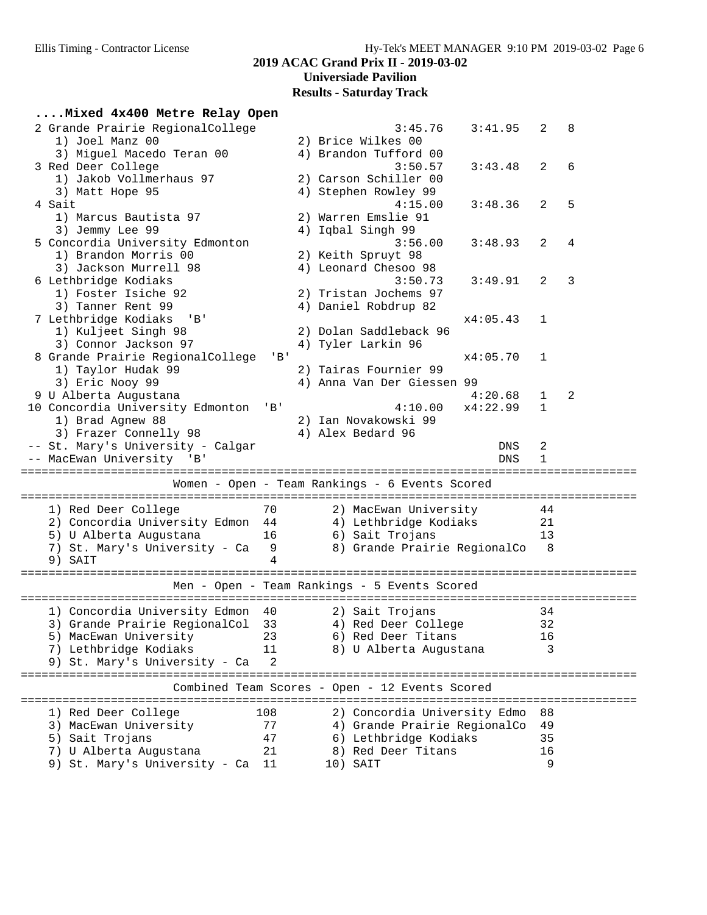**2019 ACAC Grand Prix II - 2019-03-02**
**Universiade Pavilion**
**Results - Saturday Track**

### ....Mixed 4x400 Metre Relay Open

| | | | | | |
|---|---|---|---|---|---|
| 2 Grande Prairie RegionalCollege | | 3:45.76 | 3:41.95 | 2 | 8 |
| 1) Joel Manz 00 | 2) Brice Wilkes 00 | | | | |
| 3) Miguel Macedo Teran 00 | 4) Brandon Tufford 00 | | | | |
| 3 Red Deer College | | 3:50.57 | 3:43.48 | 2 | 6 |
| 1) Jakob Vollmerhaus 97 | 2) Carson Schiller 00 | | | | |
| 3) Matt Hope 95 | 4) Stephen Rowley 99 | | | | |
| 4 Sait | | 4:15.00 | 3:48.36 | 2 | 5 |
| 1) Marcus Bautista 97 | 2) Warren Emslie 91 | | | | |
| 3) Jemmy Lee 99 | 4) Iqbal Singh 99 | | | | |
| 5 Concordia University Edmonton | | 3:56.00 | 3:48.93 | 2 | 4 |
| 1) Brandon Morris 00 | 2) Keith Spruyt 98 | | | | |
| 3) Jackson Murrell 98 | 4) Leonard Chesoo 98 | | | | |
| 6 Lethbridge Kodiaks | | 3:50.73 | 3:49.91 | 2 | 3 |
| 1) Foster Isiche 92 | 2) Tristan Jochems 97 | | | | |
| 3) Tanner Rent 99 | 4) Daniel Robdrup 82 | | | | |
| 7 Lethbridge Kodiaks 'B' | | | x4:05.43 | 1 | |
| 1) Kuljeet Singh 98 | 2) Dolan Saddleback 96 | | | | |
| 3) Connor Jackson 97 | 4) Tyler Larkin 96 | | | | |
| 8 Grande Prairie RegionalCollege 'B' | | | x4:05.70 | 1 | |
| 1) Taylor Hudak 99 | 2) Tairas Fournier 99 | | | | |
| 3) Eric Nooy 99 | 4) Anna Van Der Giessen 99 | | | | |
| 9 U Alberta Augustana | | | 4:20.68 | 1 | 2 |
| 10 Concordia University Edmonton 'B' | | 4:10.00 | x4:22.99 | 1 | |
| 1) Brad Agnew 88 | 2) Ian Novakowski 99 | | | | |
| 3) Frazer Connelly 98 | 4) Alex Bedard 96 | | | | |
| -- St. Mary's University - Calgar | | | DNS | 2 | |
| -- MacEwan University 'B' | | | DNS | 1 | |

### Women - Open - Team Rankings - 6 Events Scored

| | | | |
|---|---|---|---|
| 1) Red Deer College | 70 | 2) MacEwan University | 44 |
| 2) Concordia University Edmon | 44 | 4) Lethbridge Kodiaks | 21 |
| 5) U Alberta Augustana | 16 | 6) Sait Trojans | 13 |
| 7) St. Mary's University - Ca | 9 | 8) Grande Prairie RegionalCo | 8 |
| 9) SAIT | 4 | | |

### Men - Open - Team Rankings - 5 Events Scored

| | | | |
|---|---|---|---|
| 1) Concordia University Edmon | 40 | 2) Sait Trojans | 34 |
| 3) Grande Prairie RegionalCol | 33 | 4) Red Deer College | 32 |
| 5) MacEwan University | 23 | 6) Red Deer Titans | 16 |
| 7) Lethbridge Kodiaks | 11 | 8) U Alberta Augustana | 3 |
| 9) St. Mary's University - Ca | 2 | | |

### Combined Team Scores - Open - 12 Events Scored

| | | | |
|---|---|---|---|
| 1) Red Deer College | 108 | 2) Concordia University Edmo | 88 |
| 3) MacEwan University | 77 | 4) Grande Prairie RegionalCo | 49 |
| 5) Sait Trojans | 47 | 6) Lethbridge Kodiaks | 35 |
| 7) U Alberta Augustana | 21 | 8) Red Deer Titans | 16 |
| 9) St. Mary's University - Ca | 11 | 10) SAIT | 9 |